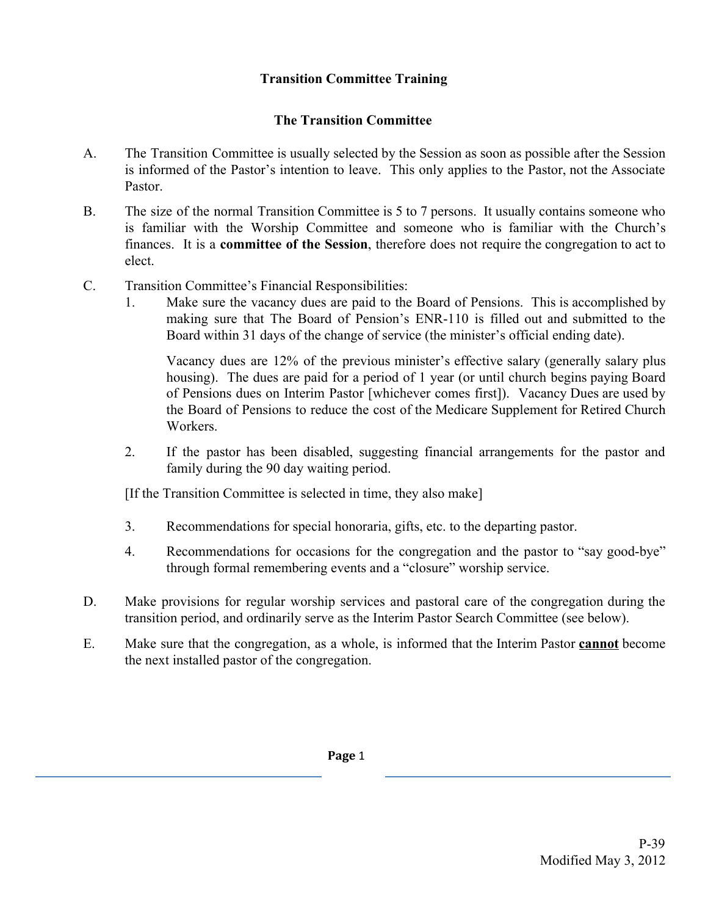# Transition Committee Training

## The Transition Committee

A. The Transition Committee is usually selected by the Session as soon as possible after the Session is informed of the Pastor's intention to leave. This only applies to the Pastor, not the Associate Pastor.

B. The size of the normal Transition Committee is 5 to 7 persons. It usually contains someone who is familiar with the Worship Committee and someone who is familiar with the Church's finances. It is a **committee of the Session**, therefore does not require the congregation to act to elect.

C. Transition Committee's Financial Responsibilities:

1. Make sure the vacancy dues are paid to the Board of Pensions. This is accomplished by making sure that The Board of Pension's ENR-110 is filled out and submitted to the Board within 31 days of the change of service (the minister's official ending date).

   Vacancy dues are 12% of the previous minister's effective salary (generally salary plus housing). The dues are paid for a period of 1 year (or until church begins paying Board of Pensions dues on Interim Pastor [whichever comes first]). Vacancy Dues are used by the Board of Pensions to reduce the cost of the Medicare Supplement for Retired Church Workers.

2. If the pastor has been disabled, suggesting financial arrangements for the pastor and family during the 90 day waiting period.

[If the Transition Committee is selected in time, they also make]

3. Recommendations for special honoraria, gifts, etc. to the departing pastor.

4. Recommendations for occasions for the congregation and the pastor to "say good-bye" through formal remembering events and a "closure" worship service.

D. Make provisions for regular worship services and pastoral care of the congregation during the transition period, and ordinarily serve as the Interim Pastor Search Committee (see below).

E. Make sure that the congregation, as a whole, is informed that the Interim Pastor <u>**cannot**</u> become the next installed pastor of the congregation.

P-39
Modified May 3, 2012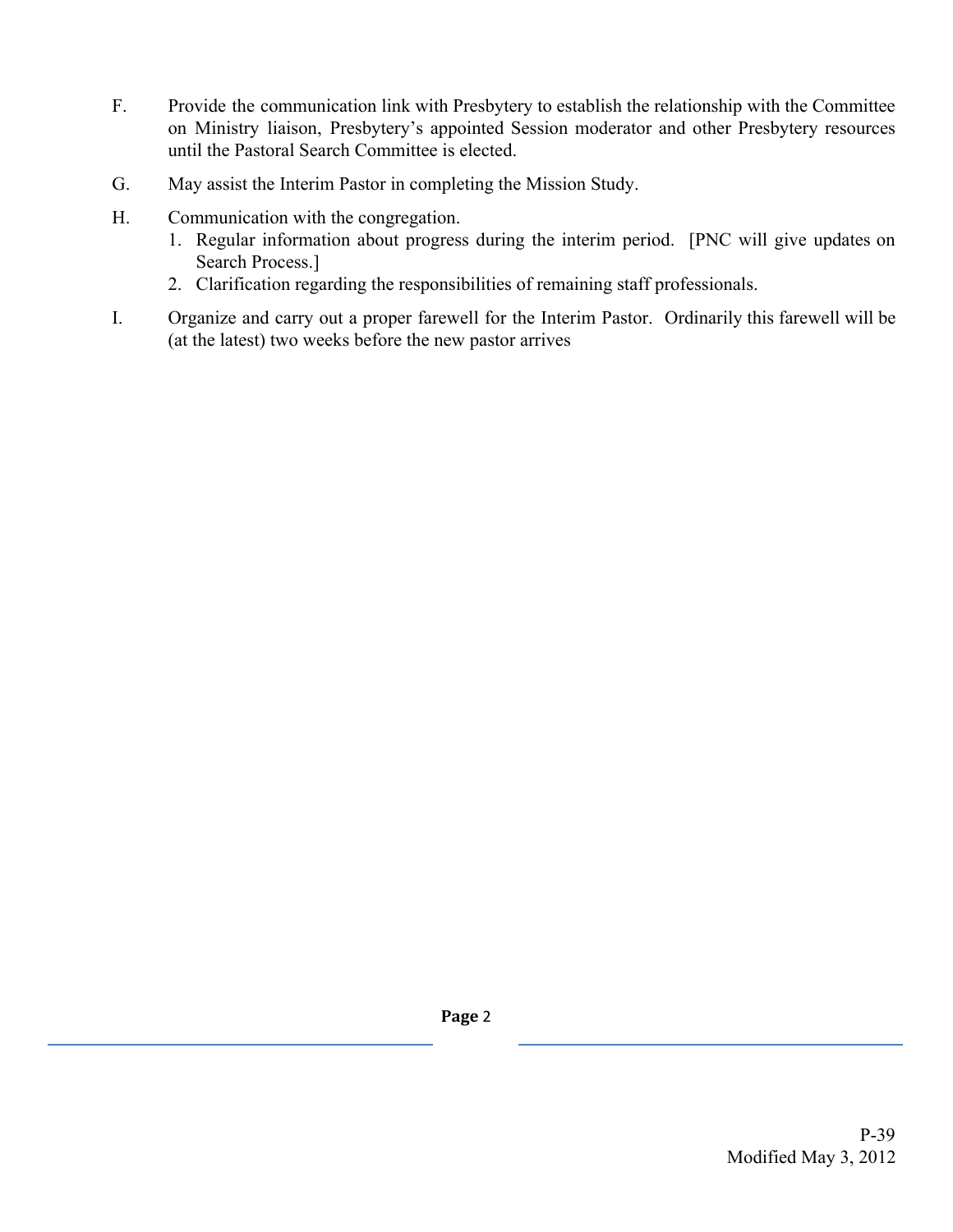F. Provide the communication link with Presbytery to establish the relationship with the Committee on Ministry liaison, Presbytery's appointed Session moderator and other Presbytery resources until the Pastoral Search Committee is elected.

G. May assist the Interim Pastor in completing the Mission Study.

H. Communication with the congregation.
   1. Regular information about progress during the interim period. [PNC will give updates on Search Process.]
   2. Clarification regarding the responsibilities of remaining staff professionals.

I. Organize and carry out a proper farewell for the Interim Pastor. Ordinarily this farewell will be (at the latest) two weeks before the new pastor arrives

P-39
Modified May 3, 2012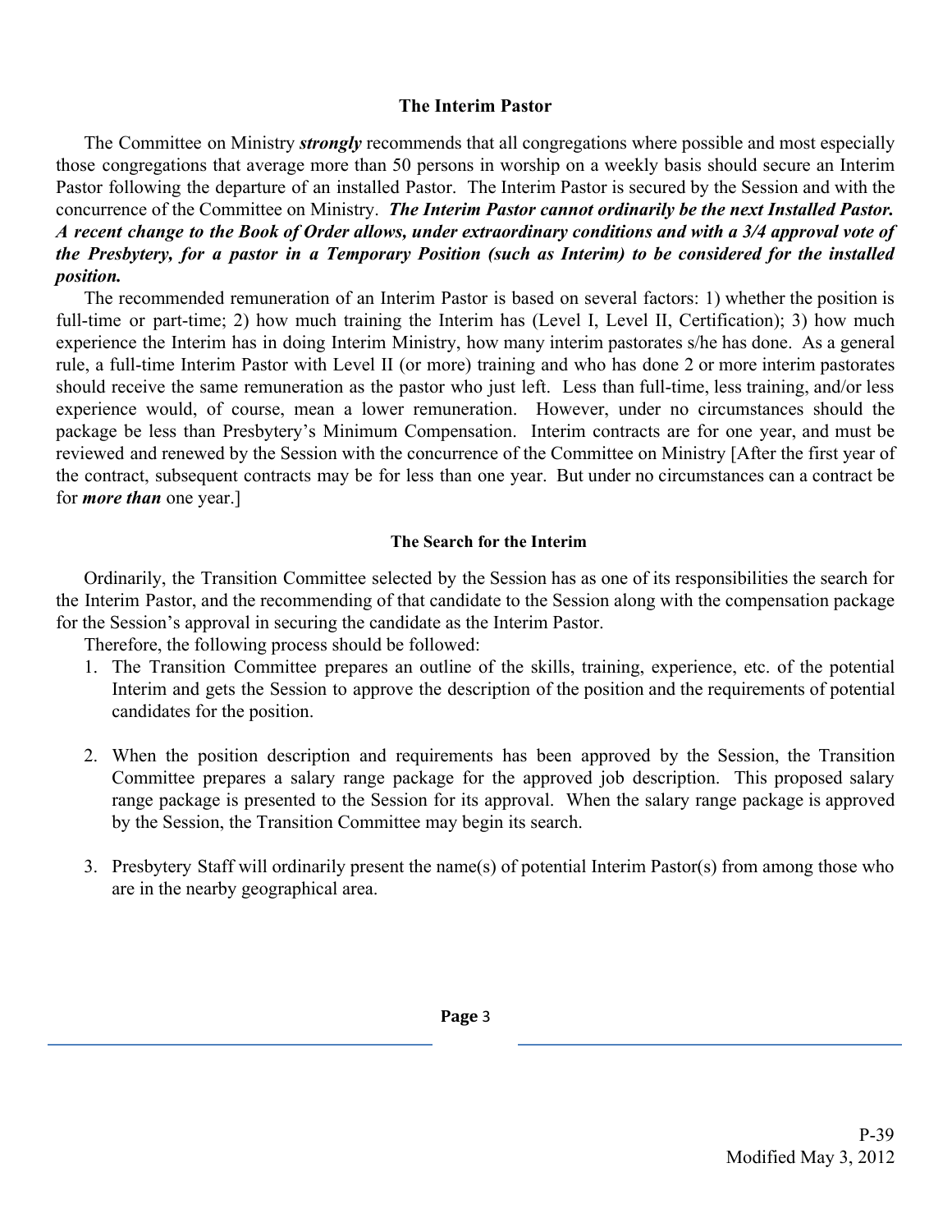## The Interim Pastor

The Committee on Ministry ***strongly*** recommends that all congregations where possible and most especially those congregations that average more than 50 persons in worship on a weekly basis should secure an Interim Pastor following the departure of an installed Pastor. The Interim Pastor is secured by the Session and with the concurrence of the Committee on Ministry. ***The Interim Pastor cannot ordinarily be the next Installed Pastor. A recent change to the Book of Order allows, under extraordinary conditions and with a 3/4 approval vote of the Presbytery, for a pastor in a Temporary Position (such as Interim) to be considered for the installed position.***

The recommended remuneration of an Interim Pastor is based on several factors: 1) whether the position is full-time or part-time; 2) how much training the Interim has (Level I, Level II, Certification); 3) how much experience the Interim has in doing Interim Ministry, how many interim pastorates s/he has done. As a general rule, a full-time Interim Pastor with Level II (or more) training and who has done 2 or more interim pastorates should receive the same remuneration as the pastor who just left. Less than full-time, less training, and/or less experience would, of course, mean a lower remuneration. However, under no circumstances should the package be less than Presbytery's Minimum Compensation. Interim contracts are for one year, and must be reviewed and renewed by the Session with the concurrence of the Committee on Ministry [After the first year of the contract, subsequent contracts may be for less than one year. But under no circumstances can a contract be for ***more than*** one year.]

### The Search for the Interim

Ordinarily, the Transition Committee selected by the Session has as one of its responsibilities the search for the Interim Pastor, and the recommending of that candidate to the Session along with the compensation package for the Session's approval in securing the candidate as the Interim Pastor.

Therefore, the following process should be followed:

1. The Transition Committee prepares an outline of the skills, training, experience, etc. of the potential Interim and gets the Session to approve the description of the position and the requirements of potential candidates for the position.

2. When the position description and requirements has been approved by the Session, the Transition Committee prepares a salary range package for the approved job description. This proposed salary range package is presented to the Session for its approval. When the salary range package is approved by the Session, the Transition Committee may begin its search.

3. Presbytery Staff will ordinarily present the name(s) of potential Interim Pastor(s) from among those who are in the nearby geographical area.

P-39
Modified May 3, 2012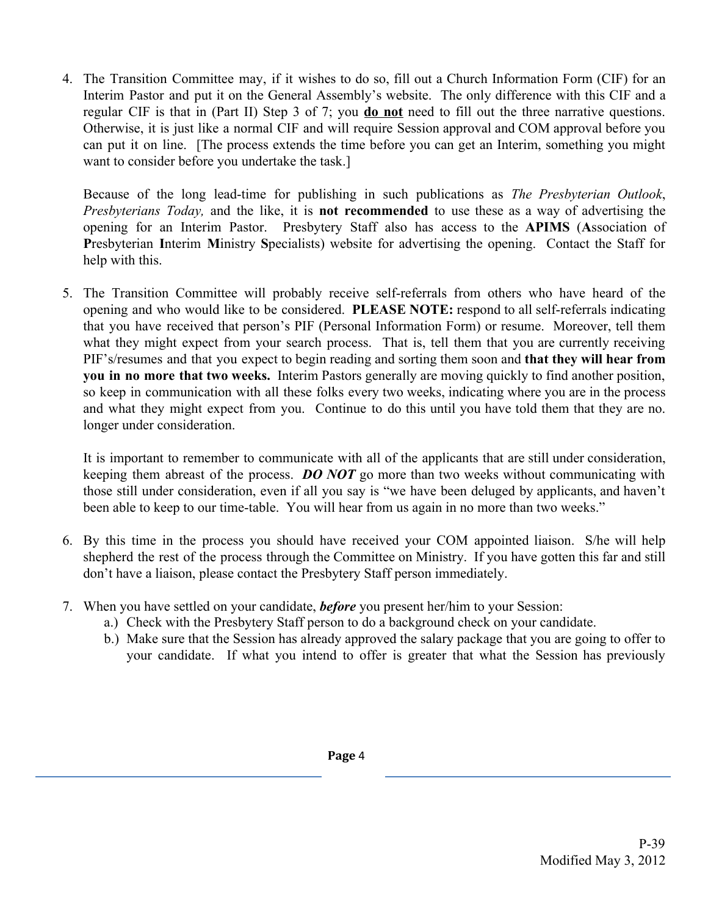4. The Transition Committee may, if it wishes to do so, fill out a Church Information Form (CIF) for an Interim Pastor and put it on the General Assembly's website. The only difference with this CIF and a regular CIF is that in (Part II) Step 3 of 7; you **do not** need to fill out the three narrative questions. Otherwise, it is just like a normal CIF and will require Session approval and COM approval before you can put it on line. [The process extends the time before you can get an Interim, something you might want to consider before you undertake the task.]

   Because of the long lead-time for publishing in such publications as *The Presbyterian Outlook*, *Presbyterians Today,* and the like, it is **not recommended** to use these as a way of advertising the opening for an Interim Pastor. Presbytery Staff also has access to the **APIMS** (**A**ssociation of **P**resbyterian **I**nterim **M**inistry **S**pecialists) website for advertising the opening. Contact the Staff for help with this.

5. The Transition Committee will probably receive self-referrals from others who have heard of the opening and who would like to be considered. **PLEASE NOTE:** respond to all self-referrals indicating that you have received that person's PIF (Personal Information Form) or resume. Moreover, tell them what they might expect from your search process. That is, tell them that you are currently receiving PIF's/resumes and that you expect to begin reading and sorting them soon and **that they will hear from you in no more that two weeks.** Interim Pastors generally are moving quickly to find another position, so keep in communication with all these folks every two weeks, indicating where you are in the process and what they might expect from you. Continue to do this until you have told them that they are no. longer under consideration.

   It is important to remember to communicate with all of the applicants that are still under consideration, keeping them abreast of the process. ***DO NOT*** go more than two weeks without communicating with those still under consideration, even if all you say is "we have been deluged by applicants, and haven't been able to keep to our time-table. You will hear from us again in no more than two weeks."

6. By this time in the process you should have received your COM appointed liaison. S/he will help shepherd the rest of the process through the Committee on Ministry. If you have gotten this far and still don't have a liaison, please contact the Presbytery Staff person immediately.

7. When you have settled on your candidate, ***before*** you present her/him to your Session:
   a.) Check with the Presbytery Staff person to do a background check on your candidate.
   b.) Make sure that the Session has already approved the salary package that you are going to offer to your candidate. If what you intend to offer is greater that what the Session has previously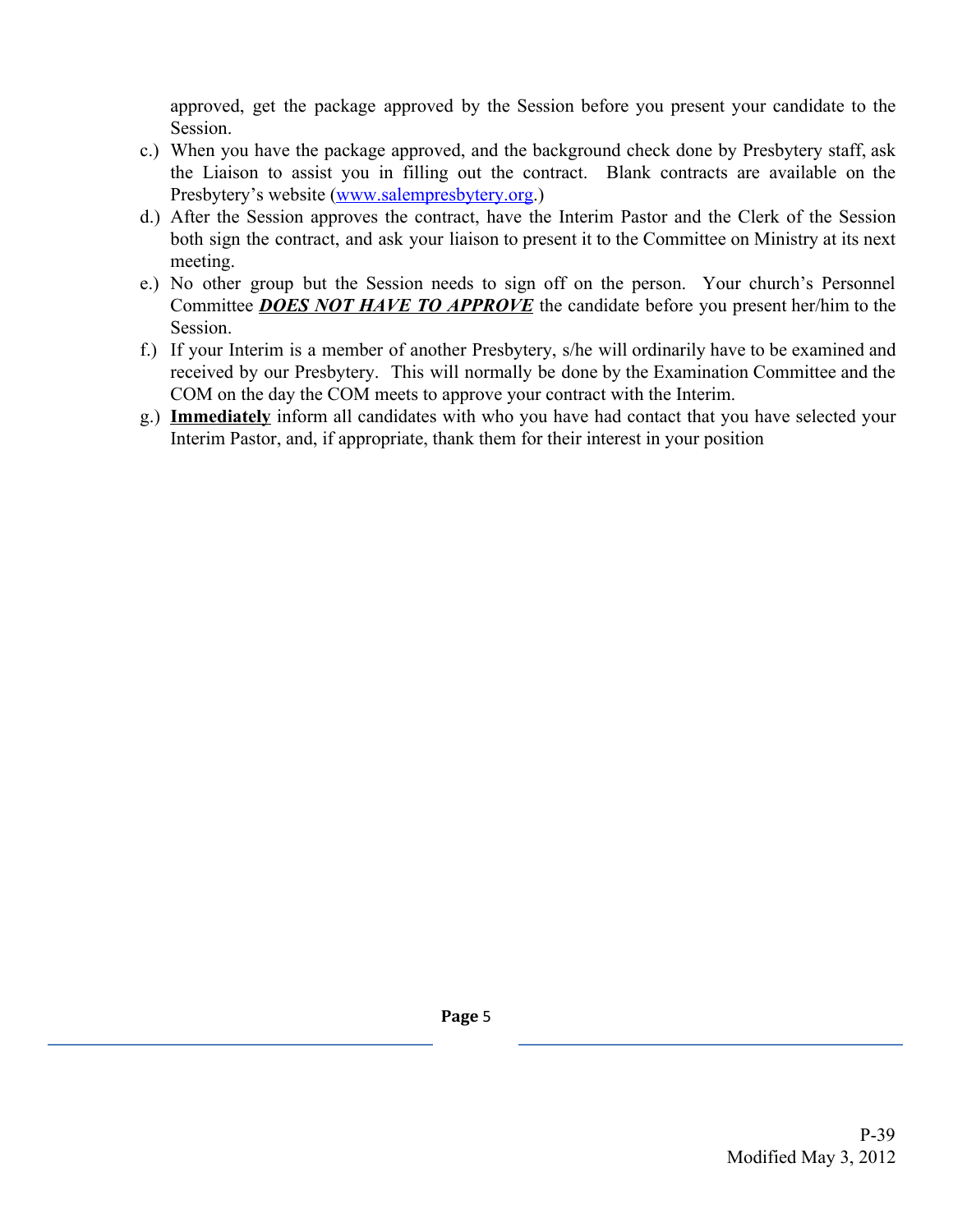approved, get the package approved by the Session before you present your candidate to the Session.

c.) When you have the package approved, and the background check done by Presbytery staff, ask the Liaison to assist you in filling out the contract. Blank contracts are available on the Presbytery's website (www.salempresbytery.org.)

d.) After the Session approves the contract, have the Interim Pastor and the Clerk of the Session both sign the contract, and ask your liaison to present it to the Committee on Ministry at its next meeting.

e.) No other group but the Session needs to sign off on the person. Your church's Personnel Committee ***DOES NOT HAVE TO APPROVE*** the candidate before you present her/him to the Session.

f.) If your Interim is a member of another Presbytery, s/he will ordinarily have to be examined and received by our Presbytery. This will normally be done by the Examination Committee and the COM on the day the COM meets to approve your contract with the Interim.

g.) **Immediately** inform all candidates with who you have had contact that you have selected your Interim Pastor, and, if appropriate, thank them for their interest in your position

P-39
Modified May 3, 2012